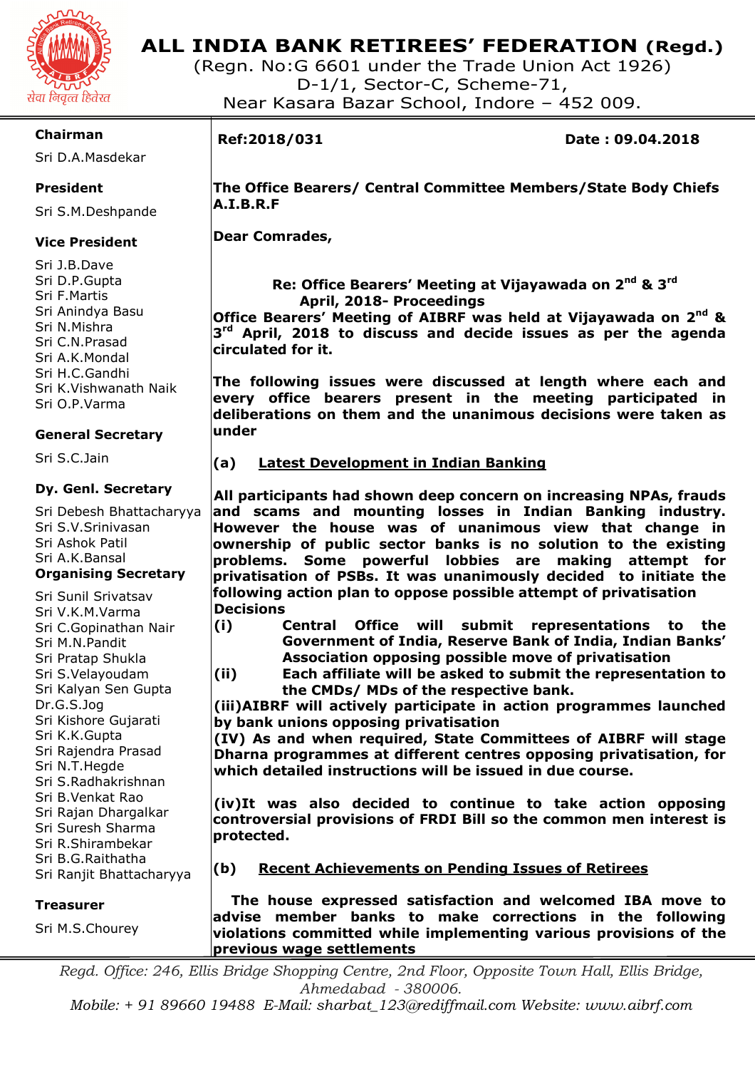# ALL INDIA BANK RETIREES' FEDERATION (Regd.)

(Regn. No:G 6601 under the Trade Union Act 1926)
D-1/1, Sector-C, Scheme-71,
Near Kasara Bazar School, Indore – 452 009.

सेवा निवृत्त हितैरत

**Chairman**
Sri D.A.Masdekar

**President**
Sri S.M.Deshpande

**Vice President**
Sri J.B.Dave
Sri D.P.Gupta
Sri F.Martis
Sri Anindya Basu
Sri N.Mishra
Sri C.N.Prasad
Sri A.K.Mondal
Sri H.C.Gandhi
Sri K.Vishwanath Naik
Sri O.P.Varma

**General Secretary**
Sri S.C.Jain

**Dy. Genl. Secretary**
Sri Debesh Bhattacharyya
Sri S.V.Srinivasan
Sri Ashok Patil
Sri A.K.Bansal

**Organising Secretary**
Sri Sunil Srivatsav
Sri V.K.M.Varma
Sri C.Gopinathan Nair
Sri M.N.Pandit
Sri Pratap Shukla
Sri S.Velayoudam
Sri Kalyan Sen Gupta
Dr.G.S.Jog
Sri Kishore Gujarati
Sri K.K.Gupta
Sri Rajendra Prasad
Sri N.T.Hegde
Sri S.Radhakrishnan
Sri B.Venkat Rao
Sri Rajan Dhargalkar
Sri Suresh Sharma
Sri R.Shirambekar
Sri B.G.Raithatha
Sri Ranjit Bhattacharyya

**Treasurer**
Sri M.S.Chourey

---

**Ref:2018/031** **Date : 09.04.2018**

**The Office Bearers/ Central Committee Members/State Body Chiefs A.I.B.R.F**

**Dear Comrades,**

**Re: Office Bearers' Meeting at Vijayawada on 2nd & 3rd April, 2018- Proceedings**

**Office Bearers' Meeting of AIBRF was held at Vijayawada on 2nd & 3rd April, 2018 to discuss and decide issues as per the agenda circulated for it.**

**The following issues were discussed at length where each and every office bearers present in the meeting participated in deliberations on them and the unanimous decisions were taken as under**

**(a) <u>Latest Development in Indian Banking</u>**

**All participants had shown deep concern on increasing NPAs, frauds and scams and mounting losses in Indian Banking industry. However the house was of unanimous view that change in ownership of public sector banks is no solution to the existing problems. Some powerful lobbies are making attempt for privatisation of PSBs. It was unanimously decided to initiate the following action plan to oppose possible attempt of privatisation**

**Decisions**

**(i) Central Office will submit representations to the Government of India, Reserve Bank of India, Indian Banks' Association opposing possible move of privatisation**

**(ii) Each affiliate will be asked to submit the representation to the CMDs/ MDs of the respective bank.**

**(iii)AIBRF will actively participate in action programmes launched by bank unions opposing privatisation**

**(IV) As and when required, State Committees of AIBRF will stage Dharna programmes at different centres opposing privatisation, for which detailed instructions will be issued in due course.**

**(iv)It was also decided to continue to take action opposing controversial provisions of FRDI Bill so the common men interest is protected.**

**(b) <u>Recent Achievements on Pending Issues of Retirees</u>**

**The house expressed satisfaction and welcomed IBA move to advise member banks to make corrections in the following violations committed while implementing various provisions of the previous wage settlements**

*Regd. Office: 246, Ellis Bridge Shopping Centre, 2nd Floor, Opposite Town Hall, Ellis Bridge, Ahmedabad - 380006.*
*Mobile: + 91 89660 19488 E-Mail: sharbat_123@rediffmail.com Website: www.aibrf.com*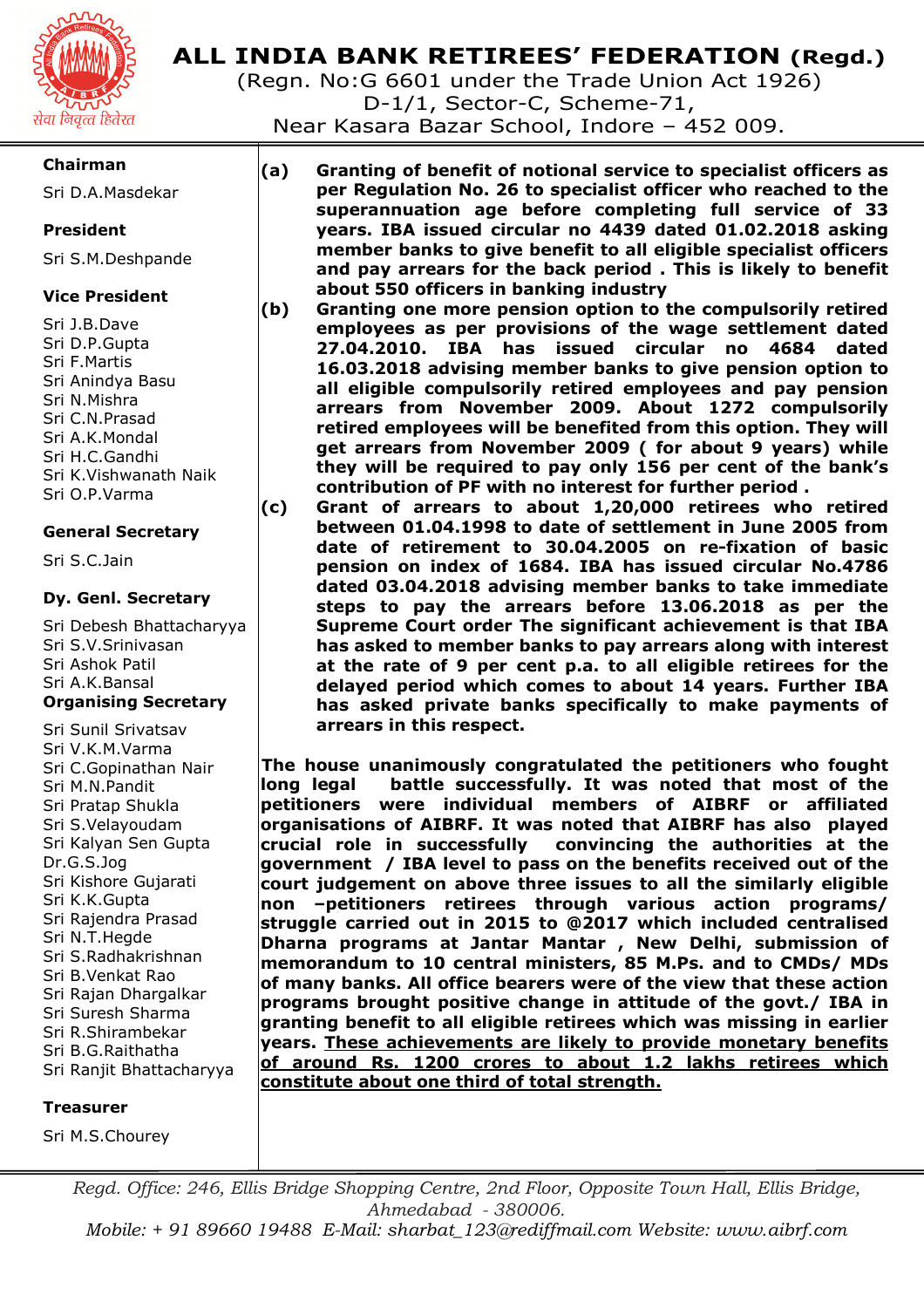# ALL INDIA BANK RETIREES' FEDERATION (Regd.)

(Regn. No:G 6601 under the Trade Union Act 1926)
D-1/1, Sector-C, Scheme-71,
Near Kasara Bazar School, Indore – 452 009.

**Chairman**
Sri D.A.Masdekar

**President**
Sri S.M.Deshpande

**Vice President**
Sri J.B.Dave
Sri D.P.Gupta
Sri F.Martis
Sri Anindya Basu
Sri N.Mishra
Sri C.N.Prasad
Sri A.K.Mondal
Sri H.C.Gandhi
Sri K.Vishwanath Naik
Sri O.P.Varma

**General Secretary**
Sri S.C.Jain

**Dy. Genl. Secretary**
Sri Debesh Bhattacharyya
Sri S.V.Srinivasan
Sri Ashok Patil
Sri A.K.Bansal

**Organising Secretary**
Sri Sunil Srivatsav
Sri V.K.M.Varma
Sri C.Gopinathan Nair
Sri M.N.Pandit
Sri Pratap Shukla
Sri S.Velayoudam
Sri Kalyan Sen Gupta
Dr.G.S.Jog
Sri Kishore Gujarati
Sri K.K.Gupta
Sri Rajendra Prasad
Sri N.T.Hegde
Sri S.Radhakrishnan
Sri B.Venkat Rao
Sri Rajan Dhargalkar
Sri Suresh Sharma
Sri R.Shirambekar
Sri B.G.Raithatha
Sri Ranjit Bhattacharyya

**Treasurer**
Sri M.S.Chourey

**(a)** **Granting of benefit of notional service to specialist officers as per Regulation No. 26 to specialist officer who reached to the superannuation age before completing full service of 33 years. IBA issued circular no 4439 dated 01.02.2018 asking member banks to give benefit to all eligible specialist officers and pay arrears for the back period . This is likely to benefit about 550 officers in banking industry**

**(b)** **Granting one more pension option to the compulsorily retired employees as per provisions of the wage settlement dated 27.04.2010. IBA has issued circular no 4684 dated 16.03.2018 advising member banks to give pension option to all eligible compulsorily retired employees and pay pension arrears from November 2009. About 1272 compulsorily retired employees will be benefited from this option. They will get arrears from November 2009 ( for about 9 years) while they will be required to pay only 156 per cent of the bank's contribution of PF with no interest for further period .**

**(c)** **Grant of arrears to about 1,20,000 retirees who retired between 01.04.1998 to date of settlement in June 2005 from date of retirement to 30.04.2005 on re-fixation of basic pension on index of 1684. IBA has issued circular No.4786 dated 03.04.2018 advising member banks to take immediate steps to pay the arrears before 13.06.2018 as per the Supreme Court order The significant achievement is that IBA has asked to member banks to pay arrears along with interest at the rate of 9 per cent p.a. to all eligible retirees for the delayed period which comes to about 14 years. Further IBA has asked private banks specifically to make payments of arrears in this respect.**

**The house unanimously congratulated the petitioners who fought long legal battle successfully. It was noted that most of the petitioners were individual members of AIBRF or affiliated organisations of AIBRF. It was noted that AIBRF has also played crucial role in successfully convincing the authorities at the government / IBA level to pass on the benefits received out of the court judgement on above three issues to all the similarly eligible non –petitioners retirees through various action programs/ struggle carried out in 2015 to @2017 which included centralised Dharna programs at Jantar Mantar , New Delhi, submission of memorandum to 10 central ministers, 85 M.Ps. and to CMDs/ MDs of many banks. All office bearers were of the view that these action programs brought positive change in attitude of the govt./ IBA in granting benefit to all eligible retirees which was missing in earlier years. <u>These achievements are likely to provide monetary benefits of around Rs. 1200 crores to about 1.2 lakhs retirees which constitute about one third of total strength.</u>**

*Regd. Office: 246, Ellis Bridge Shopping Centre, 2nd Floor, Opposite Town Hall, Ellis Bridge, Ahmedabad - 380006.*
*Mobile: + 91 89660 19488 E-Mail: sharbat_123@rediffmail.com Website: www.aibrf.com*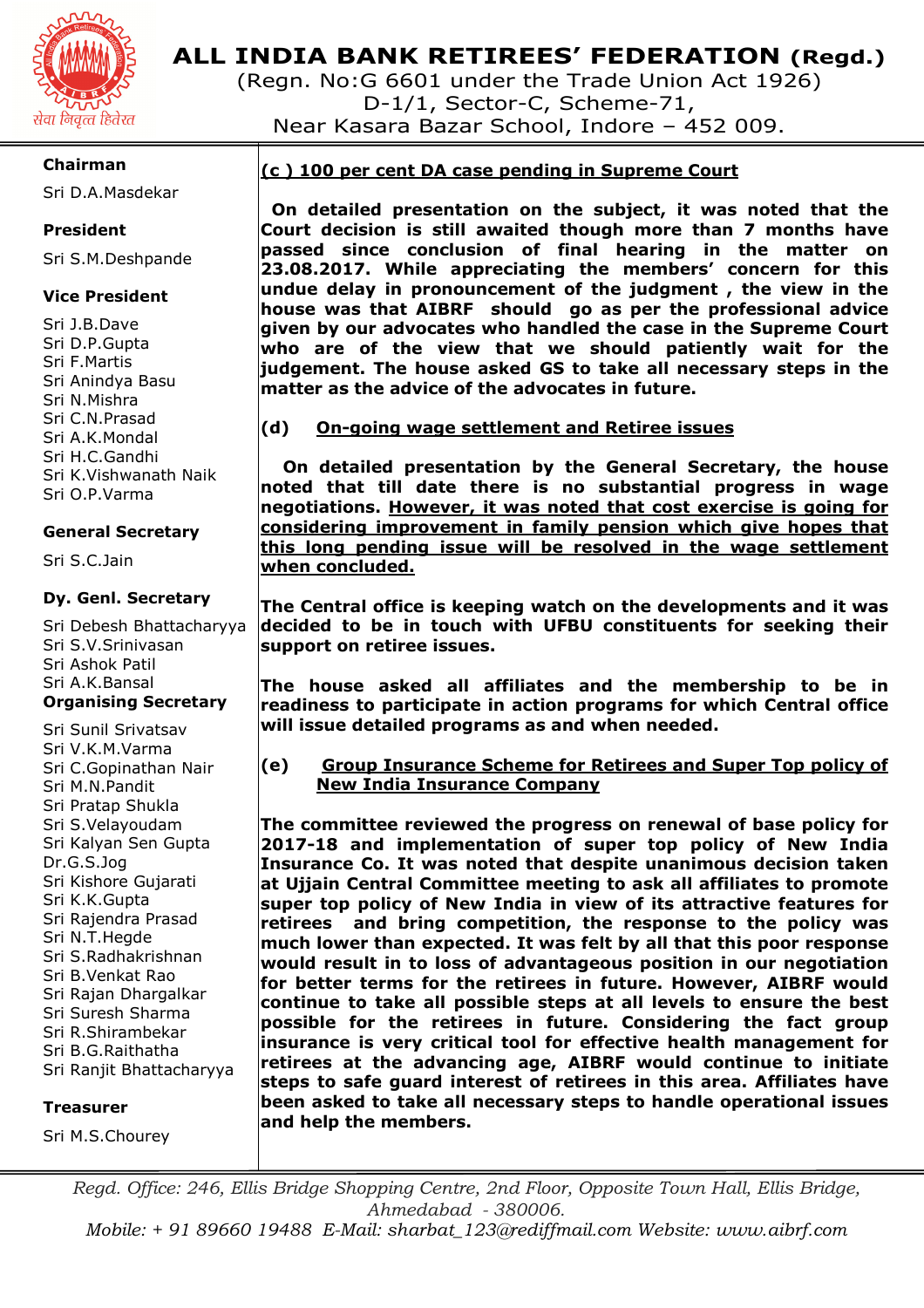# ALL INDIA BANK RETIREES' FEDERATION (Regd.)

(Regn. No:G 6601 under the Trade Union Act 1926)
D-1/1, Sector-C, Scheme-71,
Near Kasara Bazar School, Indore – 452 009.

सेवा निवृत्त हितरत

**Chairman**
Sri D.A.Masdekar

**President**
Sri S.M.Deshpande

**Vice President**
Sri J.B.Dave
Sri D.P.Gupta
Sri F.Martis
Sri Anindya Basu
Sri N.Mishra
Sri C.N.Prasad
Sri A.K.Mondal
Sri H.C.Gandhi
Sri K.Vishwanath Naik
Sri O.P.Varma

**General Secretary**
Sri S.C.Jain

**Dy. Genl. Secretary**
Sri Debesh Bhattacharyya
Sri S.V.Srinivasan
Sri Ashok Patil
Sri A.K.Bansal

**Organising Secretary**
Sri Sunil Srivatsav
Sri V.K.M.Varma
Sri C.Gopinathan Nair
Sri M.N.Pandit
Sri Pratap Shukla
Sri S.Velayoudam
Sri Kalyan Sen Gupta
Dr.G.S.Jog
Sri Kishore Gujarati
Sri K.K.Gupta
Sri Rajendra Prasad
Sri N.T.Hegde
Sri S.Radhakrishnan
Sri B.Venkat Rao
Sri Rajan Dhargalkar
Sri Suresh Sharma
Sri R.Shirambekar
Sri B.G.Raithatha
Sri Ranjit Bhattacharyya

**Treasurer**
Sri M.S.Chourey

**(c ) 100 per cent DA case pending in Supreme Court**

**On detailed presentation on the subject, it was noted that the Court decision is still awaited though more than 7 months have passed since conclusion of final hearing in the matter on 23.08.2017. While appreciating the members' concern for this undue delay in pronouncement of the judgment , the view in the house was that AIBRF should go as per the professional advice given by our advocates who handled the case in the Supreme Court who are of the view that we should patiently wait for the judgement. The house asked GS to take all necessary steps in the matter as the advice of the advocates in future.**

**(d) On-going wage settlement and Retiree issues**

**On detailed presentation by the General Secretary, the house noted that till date there is no substantial progress in wage negotiations. However, it was noted that cost exercise is going for considering improvement in family pension which give hopes that this long pending issue will be resolved in the wage settlement when concluded.**

**The Central office is keeping watch on the developments and it was decided to be in touch with UFBU constituents for seeking their support on retiree issues.**

**The house asked all affiliates and the membership to be in readiness to participate in action programs for which Central office will issue detailed programs as and when needed.**

**(e) Group Insurance Scheme for Retirees and Super Top policy of New India Insurance Company**

**The committee reviewed the progress on renewal of base policy for 2017-18 and implementation of super top policy of New India Insurance Co. It was noted that despite unanimous decision taken at Ujjain Central Committee meeting to ask all affiliates to promote super top policy of New India in view of its attractive features for retirees and bring competition, the response to the policy was much lower than expected. It was felt by all that this poor response would result in to loss of advantageous position in our negotiation for better terms for the retirees in future. However, AIBRF would continue to take all possible steps at all levels to ensure the best possible for the retirees in future. Considering the fact group insurance is very critical tool for effective health management for retirees at the advancing age, AIBRF would continue to initiate steps to safe guard interest of retirees in this area. Affiliates have been asked to take all necessary steps to handle operational issues and help the members.**

*Regd. Office: 246, Ellis Bridge Shopping Centre, 2nd Floor, Opposite Town Hall, Ellis Bridge, Ahmedabad - 380006.*
*Mobile: + 91 89660 19488 E-Mail: sharbat_123@rediffmail.com Website: www.aibrf.com*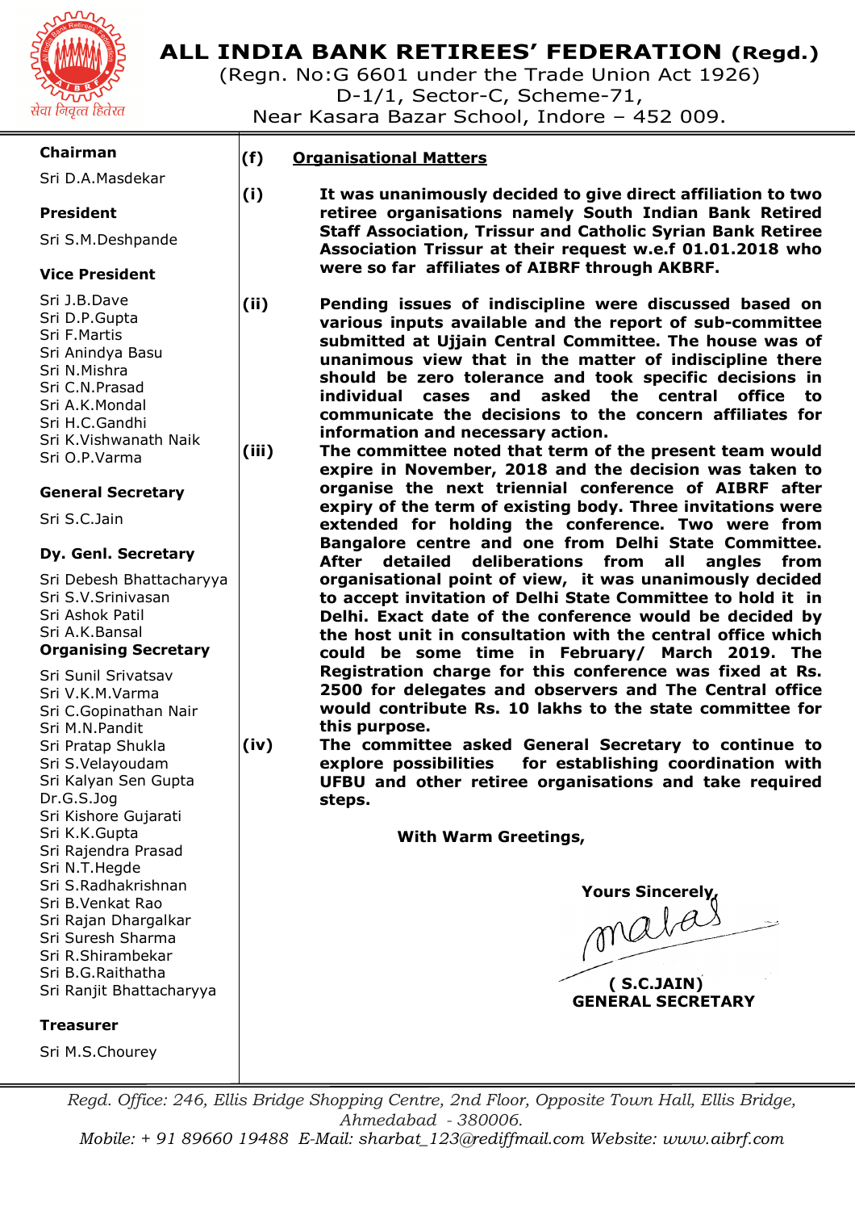# ALL INDIA BANK RETIREES' FEDERATION (Regd.)

(Regn. No:G 6601 under the Trade Union Act 1926)
D-1/1, Sector-C, Scheme-71,
Near Kasara Bazar School, Indore – 452 009.

सेवा निवृत्त हितरत

**Chairman**
Sri D.A.Masdekar

**President**
Sri S.M.Deshpande

**Vice President**
Sri J.B.Dave
Sri D.P.Gupta
Sri F.Martis
Sri Anindya Basu
Sri N.Mishra
Sri C.N.Prasad
Sri A.K.Mondal
Sri H.C.Gandhi
Sri K.Vishwanath Naik
Sri O.P.Varma

**General Secretary**
Sri S.C.Jain

**Dy. Genl. Secretary**
Sri Debesh Bhattacharyya
Sri S.V.Srinivasan
Sri Ashok Patil
Sri A.K.Bansal

**Organising Secretary**
Sri Sunil Srivatsav
Sri V.K.M.Varma
Sri C.Gopinathan Nair
Sri M.N.Pandit
Sri Pratap Shukla
Sri S.Velayoudam
Sri Kalyan Sen Gupta
Dr.G.S.Jog
Sri Kishore Gujarati
Sri K.K.Gupta
Sri Rajendra Prasad
Sri N.T.Hegde
Sri S.Radhakrishnan
Sri B.Venkat Rao
Sri Rajan Dhargalkar
Sri Suresh Sharma
Sri R.Shirambekar
Sri B.G.Raithatha
Sri Ranjit Bhattacharyya

**Treasurer**
Sri M.S.Chourey

**(f) Organisational Matters**

**(i) It was unanimously decided to give direct affiliation to two retiree organisations namely South Indian Bank Retired Staff Association, Trissur and Catholic Syrian Bank Retiree Association Trissur at their request w.e.f 01.01.2018 who were so far affiliates of AIBRF through AKBRF.**

**(ii) Pending issues of indiscipline were discussed based on various inputs available and the report of sub-committee submitted at Ujjain Central Committee. The house was of unanimous view that in the matter of indiscipline there should be zero tolerance and took specific decisions in individual cases and asked the central office to communicate the decisions to the concern affiliates for information and necessary action.**

**(iii) The committee noted that term of the present team would expire in November, 2018 and the decision was taken to organise the next triennial conference of AIBRF after expiry of the term of existing body. Three invitations were extended for holding the conference. Two were from Bangalore centre and one from Delhi State Committee. After detailed deliberations from all angles from organisational point of view, it was unanimously decided to accept invitation of Delhi State Committee to hold it in Delhi. Exact date of the conference would be decided by the host unit in consultation with the central office which could be some time in February/ March 2019. The Registration charge for this conference was fixed at Rs. 2500 for delegates and observers and The Central office would contribute Rs. 10 lakhs to the state committee for this purpose.**

**(iv) The committee asked General Secretary to continue to explore possibilities for establishing coordination with UFBU and other retiree organisations and take required steps.**

**With Warm Greetings,**

**Yours Sincerely,**

**( S.C.JAIN)**
**GENERAL SECRETARY**

*Regd. Office: 246, Ellis Bridge Shopping Centre, 2nd Floor, Opposite Town Hall, Ellis Bridge, Ahmedabad - 380006.*
*Mobile: + 91 89660 19488 E-Mail: sharbat_123@rediffmail.com Website: www.aibrf.com*